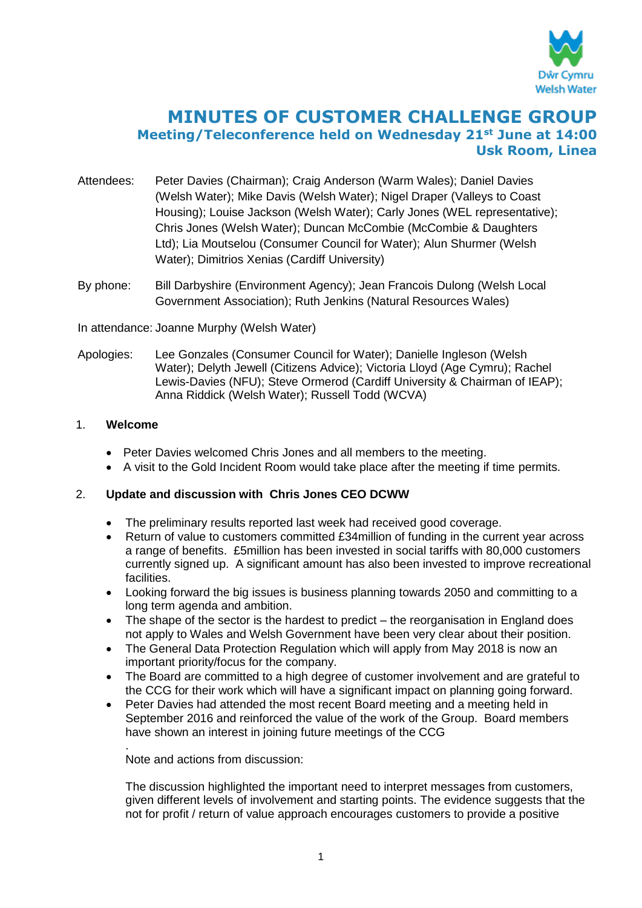# MINUTES OF CUSTOMER CHALLENGE GROUP

## Meeting/Teleconference held on Wednesday 21st June at 14:00

## Usk Room, Linea

Attendees: Peter Davies (Chairman); Craig Anderson (Warm Wales); Daniel Davies (Welsh Water); Mike Davis (Welsh Water); Nigel Draper (Valleys to Coast Housing); Louise Jackson (Welsh Water); Carly Jones (WEL representative); Chris Jones (Welsh Water); Duncan McCombie (McCombie & Daughters Ltd); Lia Moutselou (Consumer Council for Water); Alun Shurmer (Welsh Water); Dimitrios Xenias (Cardiff University)

By phone: Bill Darbyshire (Environment Agency); Jean Francois Dulong (Welsh Local Government Association); Ruth Jenkins (Natural Resources Wales)

In attendance: Joanne Murphy (Welsh Water)

Apologies: Lee Gonzales (Consumer Council for Water); Danielle Ingleson (Welsh Water); Delyth Jewell (Citizens Advice); Victoria Lloyd (Age Cymru); Rachel Lewis-Davies (NFU); Steve Ormerod (Cardiff University & Chairman of IEAP); Anna Riddick (Welsh Water); Russell Todd (WCVA)

1. **Welcome**

- Peter Davies welcomed Chris Jones and all members to the meeting.
- A visit to the Gold Incident Room would take place after the meeting if time permits.

2. **Update and discussion with Chris Jones CEO DCWW**

- The preliminary results reported last week had received good coverage.
- Return of value to customers committed £34million of funding in the current year across a range of benefits. £5million has been invested in social tariffs with 80,000 customers currently signed up. A significant amount has also been invested to improve recreational facilities.
- Looking forward the big issues is business planning towards 2050 and committing to a long term agenda and ambition.
- The shape of the sector is the hardest to predict – the reorganisation in England does not apply to Wales and Welsh Government have been very clear about their position.
- The General Data Protection Regulation which will apply from May 2018 is now an important priority/focus for the company.
- The Board are committed to a high degree of customer involvement and are grateful to the CCG for their work which will have a significant impact on planning going forward.
- Peter Davies had attended the most recent Board meeting and a meeting held in September 2016 and reinforced the value of the work of the Group. Board members have shown an interest in joining future meetings of the CCG

.

Note and actions from discussion:

The discussion highlighted the important need to interpret messages from customers, given different levels of involvement and starting points. The evidence suggests that the not for profit / return of value approach encourages customers to provide a positive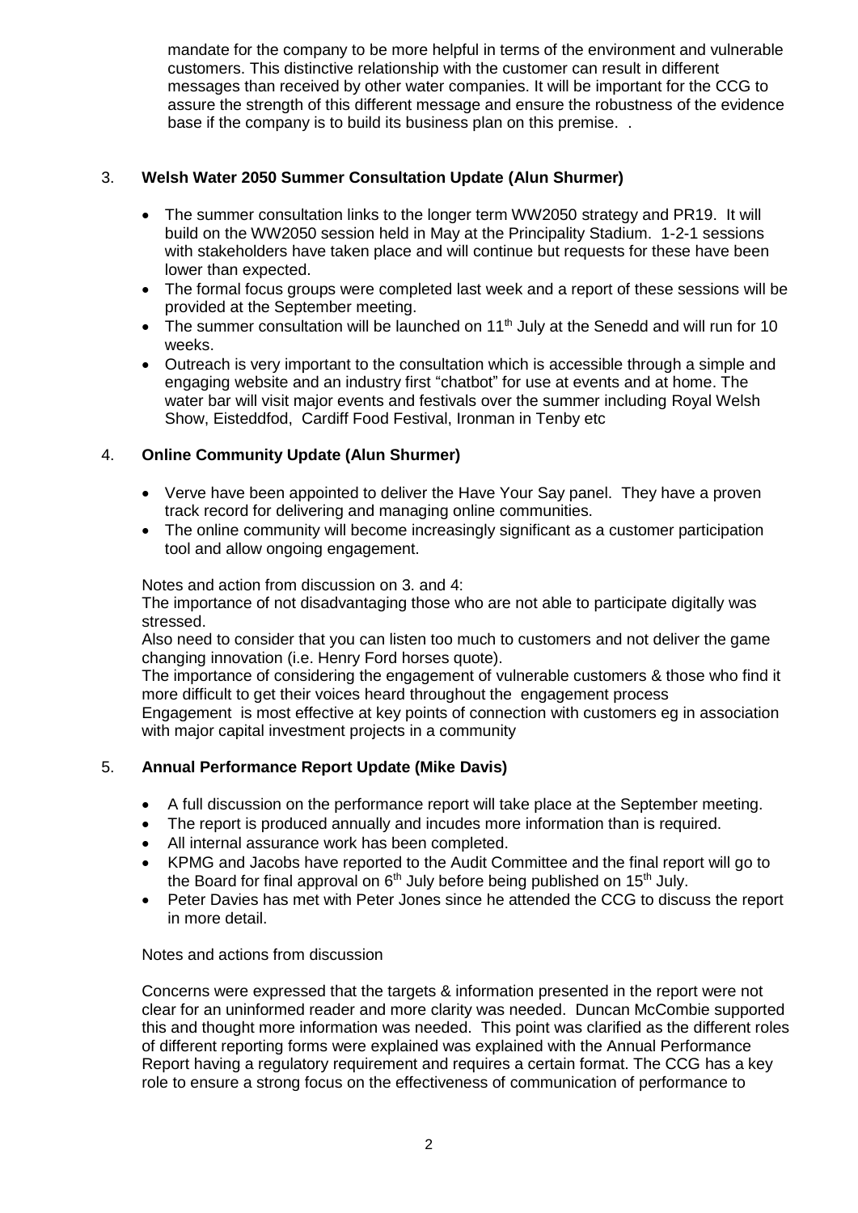mandate for the company to be more helpful in terms of the environment and vulnerable customers. This distinctive relationship with the customer can result in different messages than received by other water companies. It will be important for the CCG to assure the strength of this different message and ensure the robustness of the evidence base if the company is to build its business plan on this premise. .

3. **Welsh Water 2050 Summer Consultation Update (Alun Shurmer)**

- The summer consultation links to the longer term WW2050 strategy and PR19. It will build on the WW2050 session held in May at the Principality Stadium. 1-2-1 sessions with stakeholders have taken place and will continue but requests for these have been lower than expected.
- The formal focus groups were completed last week and a report of these sessions will be provided at the September meeting.
- The summer consultation will be launched on 11th July at the Senedd and will run for 10 weeks.
- Outreach is very important to the consultation which is accessible through a simple and engaging website and an industry first "chatbot" for use at events and at home. The water bar will visit major events and festivals over the summer including Royal Welsh Show, Eisteddfod, Cardiff Food Festival, Ironman in Tenby etc

4. **Online Community Update (Alun Shurmer)**

- Verve have been appointed to deliver the Have Your Say panel. They have a proven track record for delivering and managing online communities.
- The online community will become increasingly significant as a customer participation tool and allow ongoing engagement.

Notes and action from discussion on 3. and 4:
The importance of not disadvantaging those who are not able to participate digitally was stressed.
Also need to consider that you can listen too much to customers and not deliver the game changing innovation (i.e. Henry Ford horses quote).
The importance of considering the engagement of vulnerable customers & those who find it more difficult to get their voices heard throughout the engagement process
Engagement is most effective at key points of connection with customers eg in association with major capital investment projects in a community

5. **Annual Performance Report Update (Mike Davis)**

- A full discussion on the performance report will take place at the September meeting.
- The report is produced annually and incudes more information than is required.
- All internal assurance work has been completed.
- KPMG and Jacobs have reported to the Audit Committee and the final report will go to the Board for final approval on 6th July before being published on 15th July.
- Peter Davies has met with Peter Jones since he attended the CCG to discuss the report in more detail.

Notes and actions from discussion

Concerns were expressed that the targets & information presented in the report were not clear for an uninformed reader and more clarity was needed. Duncan McCombie supported this and thought more information was needed. This point was clarified as the different roles of different reporting forms were explained was explained with the Annual Performance Report having a regulatory requirement and requires a certain format. The CCG has a key role to ensure a strong focus on the effectiveness of communication of performance to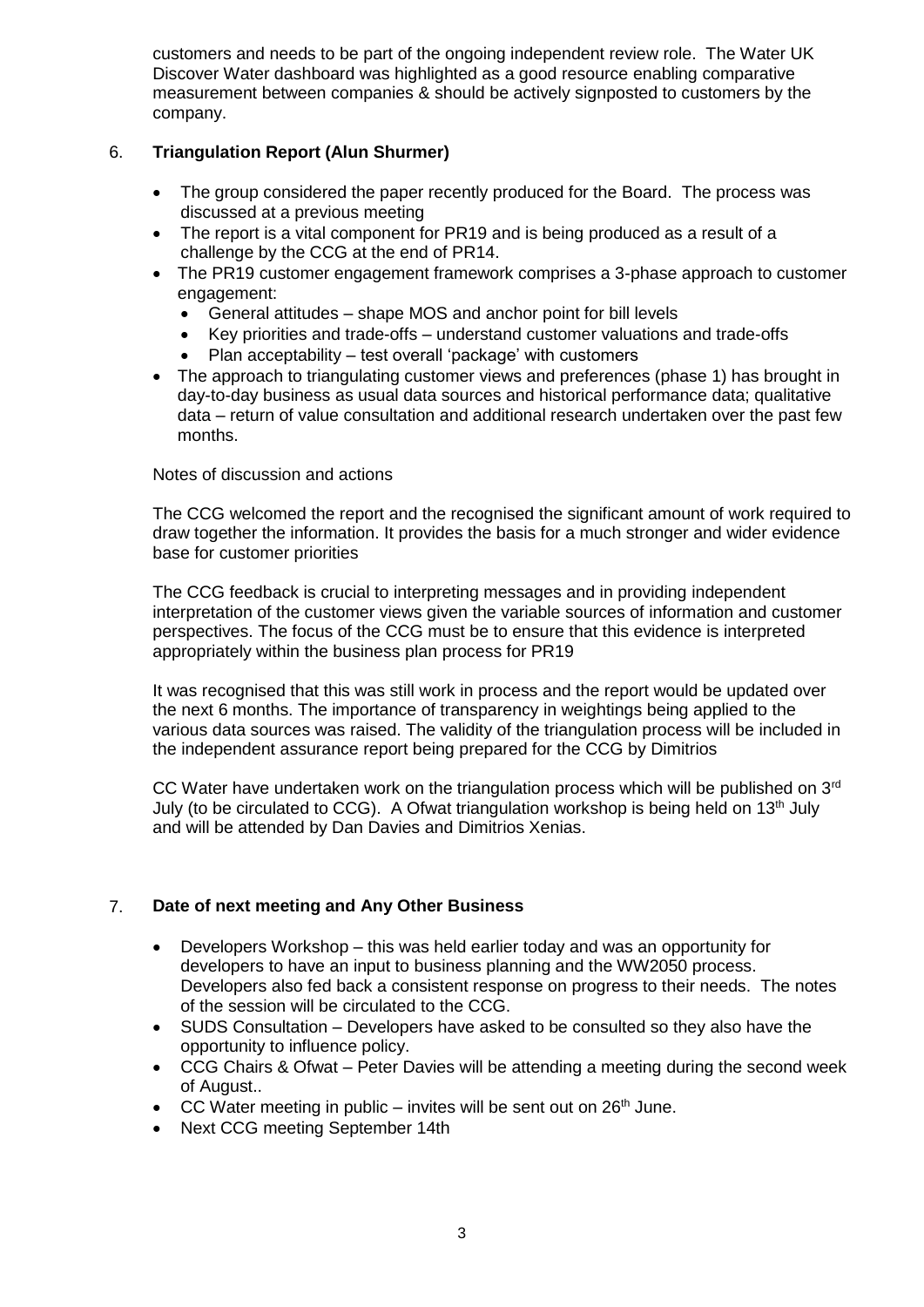customers and needs to be part of the ongoing independent review role. The Water UK Discover Water dashboard was highlighted as a good resource enabling comparative measurement between companies & should be actively signposted to customers by the company.

6. **Triangulation Report (Alun Shurmer)**

- The group considered the paper recently produced for the Board. The process was discussed at a previous meeting
- The report is a vital component for PR19 and is being produced as a result of a challenge by the CCG at the end of PR14.
- The PR19 customer engagement framework comprises a 3-phase approach to customer engagement:
  - General attitudes – shape MOS and anchor point for bill levels
  - Key priorities and trade-offs – understand customer valuations and trade-offs
  - Plan acceptability – test overall 'package' with customers
- The approach to triangulating customer views and preferences (phase 1) has brought in day-to-day business as usual data sources and historical performance data; qualitative data – return of value consultation and additional research undertaken over the past few months.

Notes of discussion and actions

The CCG welcomed the report and the recognised the significant amount of work required to draw together the information. It provides the basis for a much stronger and wider evidence base for customer priorities

The CCG feedback is crucial to interpreting messages and in providing independent interpretation of the customer views given the variable sources of information and customer perspectives. The focus of the CCG must be to ensure that this evidence is interpreted appropriately within the business plan process for PR19

It was recognised that this was still work in process and the report would be updated over the next 6 months. The importance of transparency in weightings being applied to the various data sources was raised. The validity of the triangulation process will be included in the independent assurance report being prepared for the CCG by Dimitrios

CC Water have undertaken work on the triangulation process which will be published on 3rd July (to be circulated to CCG). A Ofwat triangulation workshop is being held on 13th July and will be attended by Dan Davies and Dimitrios Xenias.

7. **Date of next meeting and Any Other Business**

- Developers Workshop – this was held earlier today and was an opportunity for developers to have an input to business planning and the WW2050 process. Developers also fed back a consistent response on progress to their needs. The notes of the session will be circulated to the CCG.
- SUDS Consultation – Developers have asked to be consulted so they also have the opportunity to influence policy.
- CCG Chairs & Ofwat – Peter Davies will be attending a meeting during the second week of August..
- CC Water meeting in public – invites will be sent out on 26th June.
- Next CCG meeting September 14th